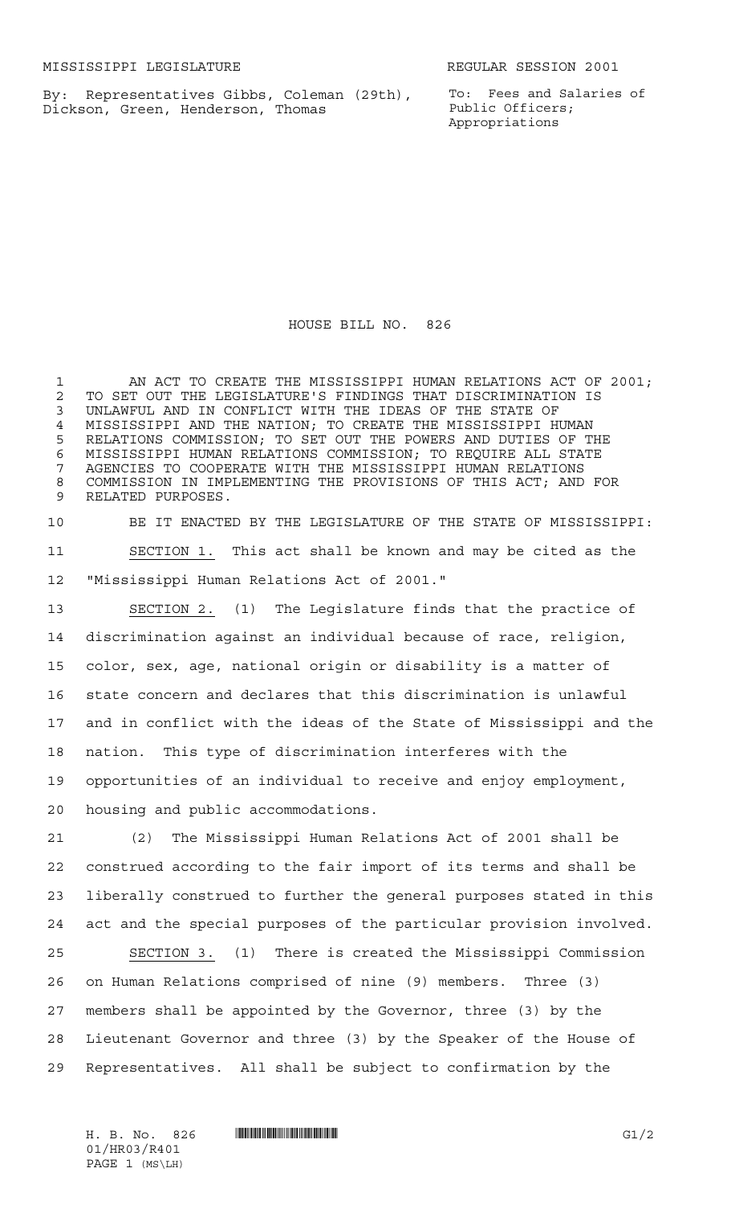MISSISSIPPI LEGISLATURE REGULAR SESSION 2001

By: Representatives Gibbs, Coleman (29th), Dickson, Green, Henderson, Thomas

To: Fees and Salaries of Public Officers; Appropriations

# HOUSE BILL NO. 826

AN ACT TO CREATE THE MISSISSIPPI HUMAN RELATIONS ACT OF 2001; TO SET OUT THE LEGISLATURE'S FINDINGS THAT DISCRIMINATION IS UNLAWFUL AND IN CONFLICT WITH THE IDEAS OF THE STATE OF MISSISSIPPI AND THE NATION; TO CREATE THE MISSISSIPPI HUMAN RELATIONS COMMISSION; TO SET OUT THE POWERS AND DUTIES OF THE MISSISSIPPI HUMAN RELATIONS COMMISSION; TO REQUIRE ALL STATE AGENCIES TO COOPERATE WITH THE MISSISSIPPI HUMAN RELATIONS COMMISSION IN IMPLEMENTING THE PROVISIONS OF THIS ACT; AND FOR RELATED PURPOSES.

BE IT ENACTED BY THE LEGISLATURE OF THE STATE OF MISSISSIPPI:

SECTION 1. This act shall be known and may be cited as the "Mississippi Human Relations Act of 2001."

SECTION 2. (1) The Legislature finds that the practice of discrimination against an individual because of race, religion, color, sex, age, national origin or disability is a matter of state concern and declares that this discrimination is unlawful and in conflict with the ideas of the State of Mississippi and the nation. This type of discrimination interferes with the opportunities of an individual to receive and enjoy employment, housing and public accommodations.

(2) The Mississippi Human Relations Act of 2001 shall be construed according to the fair import of its terms and shall be liberally construed to further the general purposes stated in this act and the special purposes of the particular provision involved.

SECTION 3. (1) There is created the Mississippi Commission on Human Relations comprised of nine (9) members. Three (3) members shall be appointed by the Governor, three (3) by the Lieutenant Governor and three (3) by the Speaker of the House of Representatives. All shall be subject to confirmation by the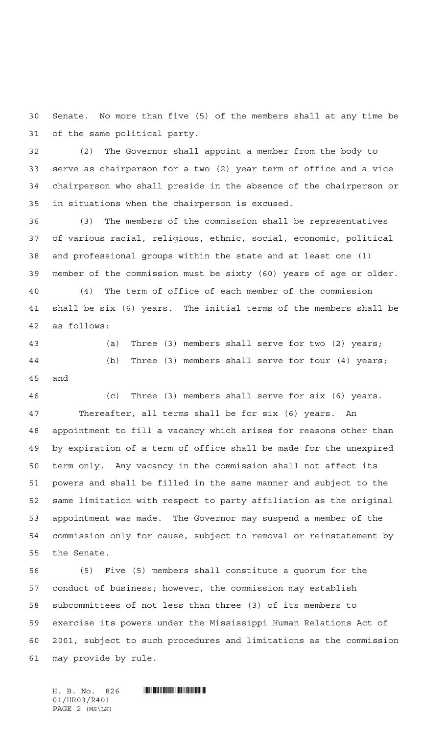Senate. No more than five (5) of the members shall at any time be of the same political party.

(2) The Governor shall appoint a member from the body to serve as chairperson for a two (2) year term of office and a vice chairperson who shall preside in the absence of the chairperson or in situations when the chairperson is excused.

(3) The members of the commission shall be representatives of various racial, religious, ethnic, social, economic, political and professional groups within the state and at least one (1) member of the commission must be sixty (60) years of age or older.

(4) The term of office of each member of the commission shall be six (6) years. The initial terms of the members shall be as follows:

(a) Three (3) members shall serve for two (2) years;

(b) Three (3) members shall serve for four (4) years; and

(c) Three (3) members shall serve for six (6) years.

Thereafter, all terms shall be for six (6) years. An appointment to fill a vacancy which arises for reasons other than by expiration of a term of office shall be made for the unexpired term only. Any vacancy in the commission shall not affect its powers and shall be filled in the same manner and subject to the same limitation with respect to party affiliation as the original appointment was made. The Governor may suspend a member of the commission only for cause, subject to removal or reinstatement by the Senate.

(5) Five (5) members shall constitute a quorum for the conduct of business; however, the commission may establish subcommittees of not less than three (3) of its members to exercise its powers under the Mississippi Human Relations Act of 2001, subject to such procedures and limitations as the commission may provide by rule.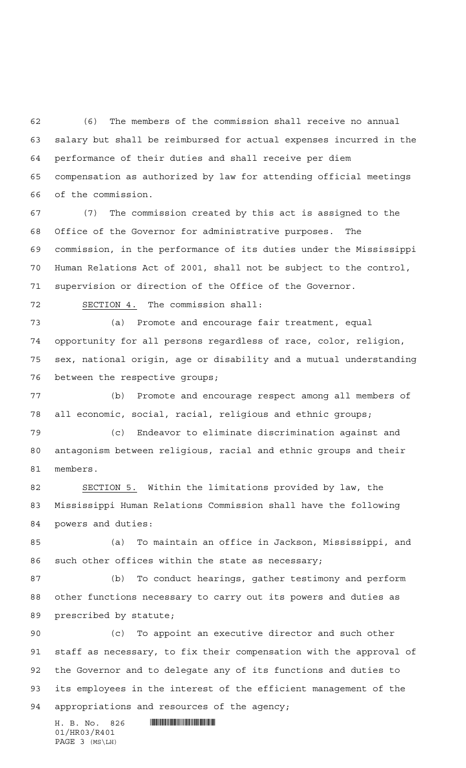(6) The members of the commission shall receive no annual salary but shall be reimbursed for actual expenses incurred in the performance of their duties and shall receive per diem compensation as authorized by law for attending official meetings of the commission.

(7) The commission created by this act is assigned to the Office of the Governor for administrative purposes. The commission, in the performance of its duties under the Mississippi Human Relations Act of 2001, shall not be subject to the control, supervision or direction of the Office of the Governor.

SECTION 4. The commission shall:

(a) Promote and encourage fair treatment, equal opportunity for all persons regardless of race, color, religion, sex, national origin, age or disability and a mutual understanding between the respective groups;

(b) Promote and encourage respect among all members of all economic, social, racial, religious and ethnic groups;

(c) Endeavor to eliminate discrimination against and antagonism between religious, racial and ethnic groups and their members.

SECTION 5. Within the limitations provided by law, the Mississippi Human Relations Commission shall have the following powers and duties:

(a) To maintain an office in Jackson, Mississippi, and such other offices within the state as necessary;

(b) To conduct hearings, gather testimony and perform other functions necessary to carry out its powers and duties as prescribed by statute;

(c) To appoint an executive director and such other staff as necessary, to fix their compensation with the approval of the Governor and to delegate any of its functions and duties to its employees in the interest of the efficient management of the appropriations and resources of the agency;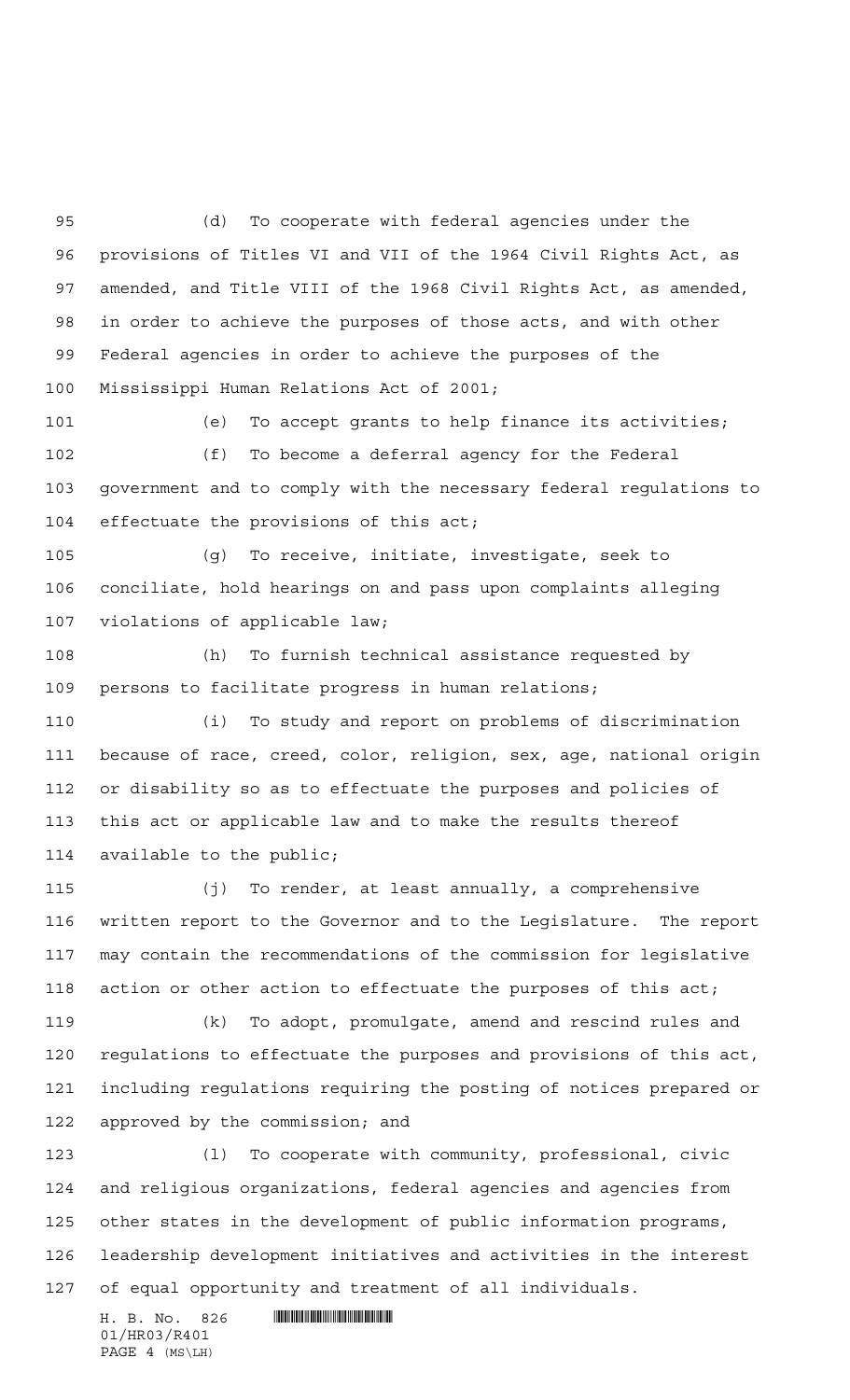(d) To cooperate with federal agencies under the provisions of Titles VI and VII of the 1964 Civil Rights Act, as amended, and Title VIII of the 1968 Civil Rights Act, as amended, in order to achieve the purposes of those acts, and with other Federal agencies in order to achieve the purposes of the Mississippi Human Relations Act of 2001;

(e) To accept grants to help finance its activities;

(f) To become a deferral agency for the Federal government and to comply with the necessary federal regulations to effectuate the provisions of this act;

(g) To receive, initiate, investigate, seek to conciliate, hold hearings on and pass upon complaints alleging violations of applicable law;

(h) To furnish technical assistance requested by persons to facilitate progress in human relations;

(i) To study and report on problems of discrimination because of race, creed, color, religion, sex, age, national origin or disability so as to effectuate the purposes and policies of this act or applicable law and to make the results thereof available to the public;

(j) To render, at least annually, a comprehensive written report to the Governor and to the Legislature. The report may contain the recommendations of the commission for legislative action or other action to effectuate the purposes of this act;

(k) To adopt, promulgate, amend and rescind rules and regulations to effectuate the purposes and provisions of this act, including regulations requiring the posting of notices prepared or approved by the commission; and

(l) To cooperate with community, professional, civic and religious organizations, federal agencies and agencies from other states in the development of public information programs, leadership development initiatives and activities in the interest of equal opportunity and treatment of all individuals.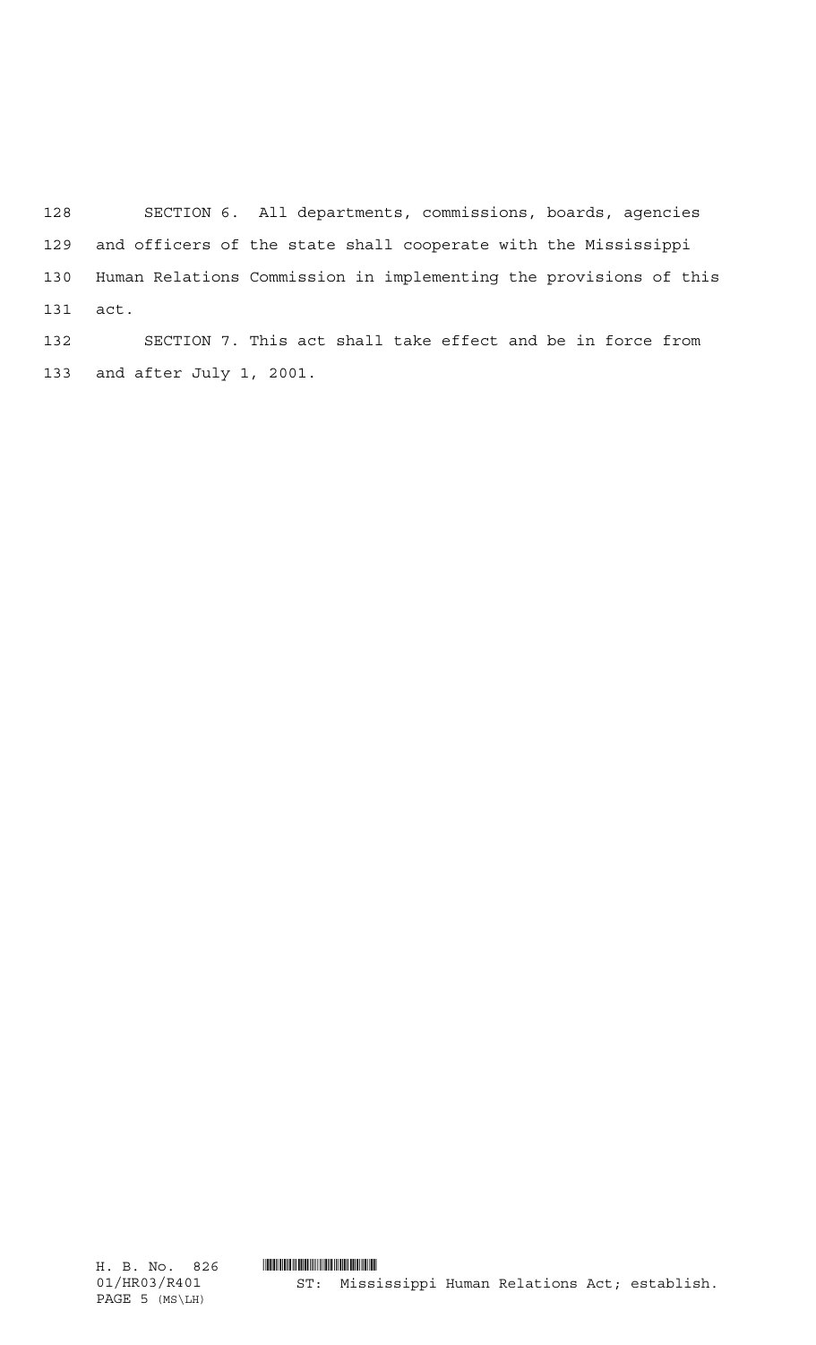SECTION 6. All departments, commissions, boards, agencies and officers of the state shall cooperate with the Mississippi Human Relations Commission in implementing the provisions of this act.

SECTION 7. This act shall take effect and be in force from and after July 1, 2001.